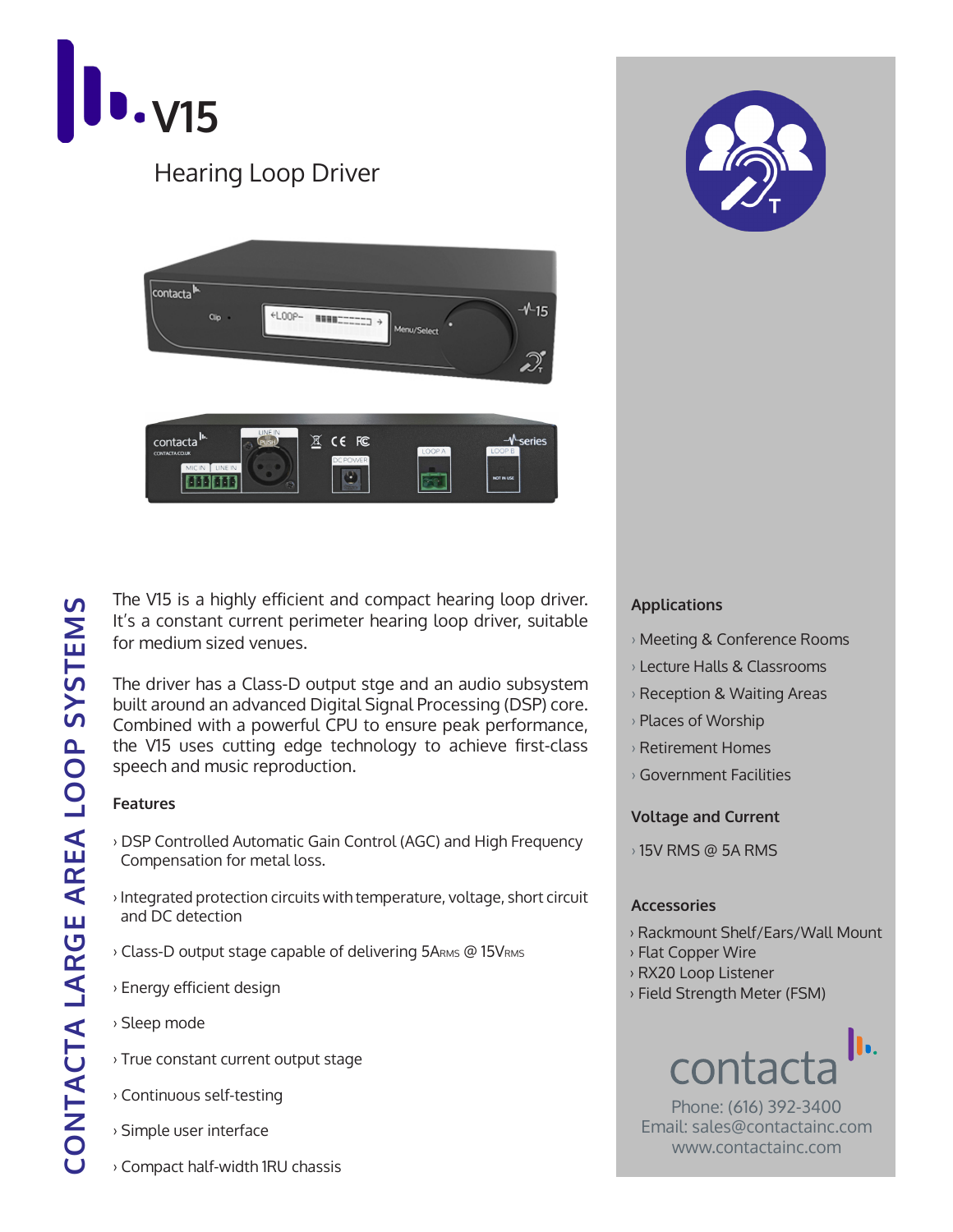# V15

## Hearing Loop Driver

CONTACTA LARGE AREA LOOP SYSTEMS

The V15 is a highly efficient and compact hearing loop driver. It's a constant current perimeter hearing loop driver, suitable for medium sized venues.

The driver has a Class-D output stge and an audio subsystem built around an advanced Digital Signal Processing (DSP) core. Combined with a powerful CPU to ensure peak performance, the V15 uses cutting edge technology to achieve first-class speech and music reproduction.

### Features

› DSP Controlled Automatic Gain Control (AGC) and High Frequency Compensation for metal loss.

› Integrated protection circuits with temperature, voltage, short circuit and DC detection

› Class-D output stage capable of delivering $5A_{RMS}$ @ $15V_{RMS}$

› Energy efficient design

› Sleep mode

› True constant current output stage

› Continuous self-testing

› Simple user interface

› Compact half-width 1RU chassis

### Applications

› Meeting & Conference Rooms
› Lecture Halls & Classrooms
› Reception & Waiting Areas
› Places of Worship
› Retirement Homes
› Government Facilities

### Voltage and Current

› 15V RMS @ 5A RMS

### Accessories

› Rackmount Shelf/Ears/Wall Mount
› Flat Copper Wire
› RX20 Loop Listener
› Field Strength Meter (FSM)

contacta

Phone: (616) 392-3400
Email: sales@contactainc.com
www.contactainc.com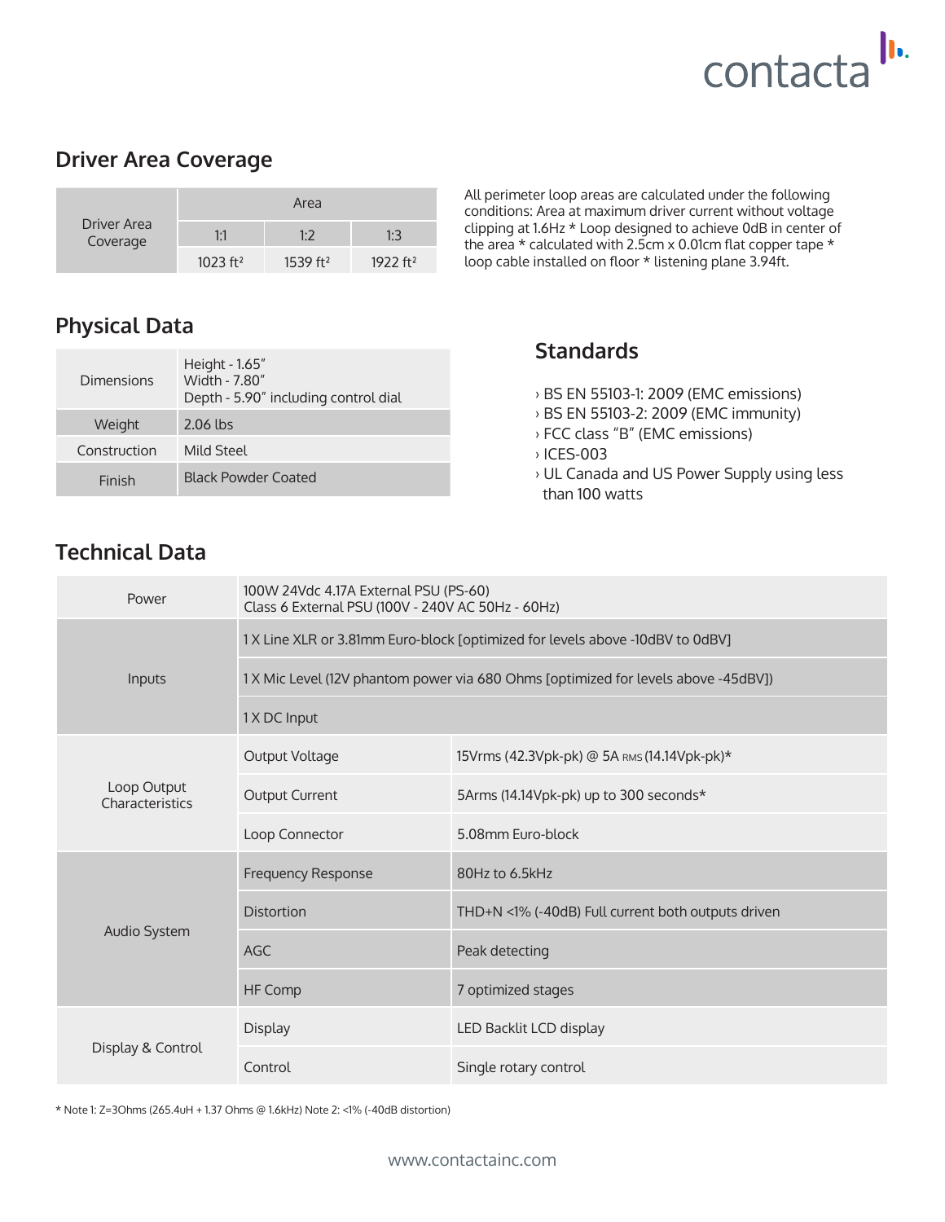## Driver Area Coverage

| Driver Area Coverage | Area | | |
|---|---|---|---|
| | 1:1 | 1:2 | 1:3 |
| | 1023 ft² | 1539 ft² | 1922 ft² |

All perimeter loop areas are calculated under the following conditions: Area at maximum driver current without voltage clipping at 1.6Hz * Loop designed to achieve 0dB in center of the area * calculated with 2.5cm x 0.01cm flat copper tape * loop cable installed on floor * listening plane 3.94ft.

## Physical Data

| | |
|---|---|
| Dimensions | Height - 1.65″<br>Width - 7.80″<br>Depth - 5.90″ including control dial |
| Weight | 2.06 lbs |
| Construction | Mild Steel |
| Finish | Black Powder Coated |

## Standards

- BS EN 55103-1: 2009 (EMC emissions)
- BS EN 55103-2: 2009 (EMC immunity)
- FCC class "B" (EMC emissions)
- ICES-003
- UL Canada and US Power Supply using less than 100 watts

## Technical Data

| | | |
|---|---|---|
| Power | 100W 24Vdc 4.17A External PSU (PS-60)<br>Class 6 External PSU (100V - 240V AC 50Hz - 60Hz) | |
| Inputs | 1 X Line XLR or 3.81mm Euro-block [optimized for levels above -10dBV to 0dBV] | |
| | 1 X Mic Level (12V phantom power via 680 Ohms [optimized for levels above -45dBV]) | |
| | 1 X DC Input | |
| Loop Output Characteristics | Output Voltage | 15Vrms (42.3Vpk-pk) @ 5A RMS (14.14Vpk-pk)* |
| | Output Current | 5Arms (14.14Vpk-pk) up to 300 seconds* |
| | Loop Connector | 5.08mm Euro-block |
| Audio System | Frequency Response | 80Hz to 6.5kHz |
| | Distortion | THD+N <1% (-40dB) Full current both outputs driven |
| | AGC | Peak detecting |
| | HF Comp | 7 optimized stages |
| Display & Control | Display | LED Backlit LCD display |
| | Control | Single rotary control |

* Note 1: Z=3Ohms (265.4uH + 1.37 Ohms @ 1.6kHz) Note 2: <1% (-40dB distortion)

www.contactainc.com